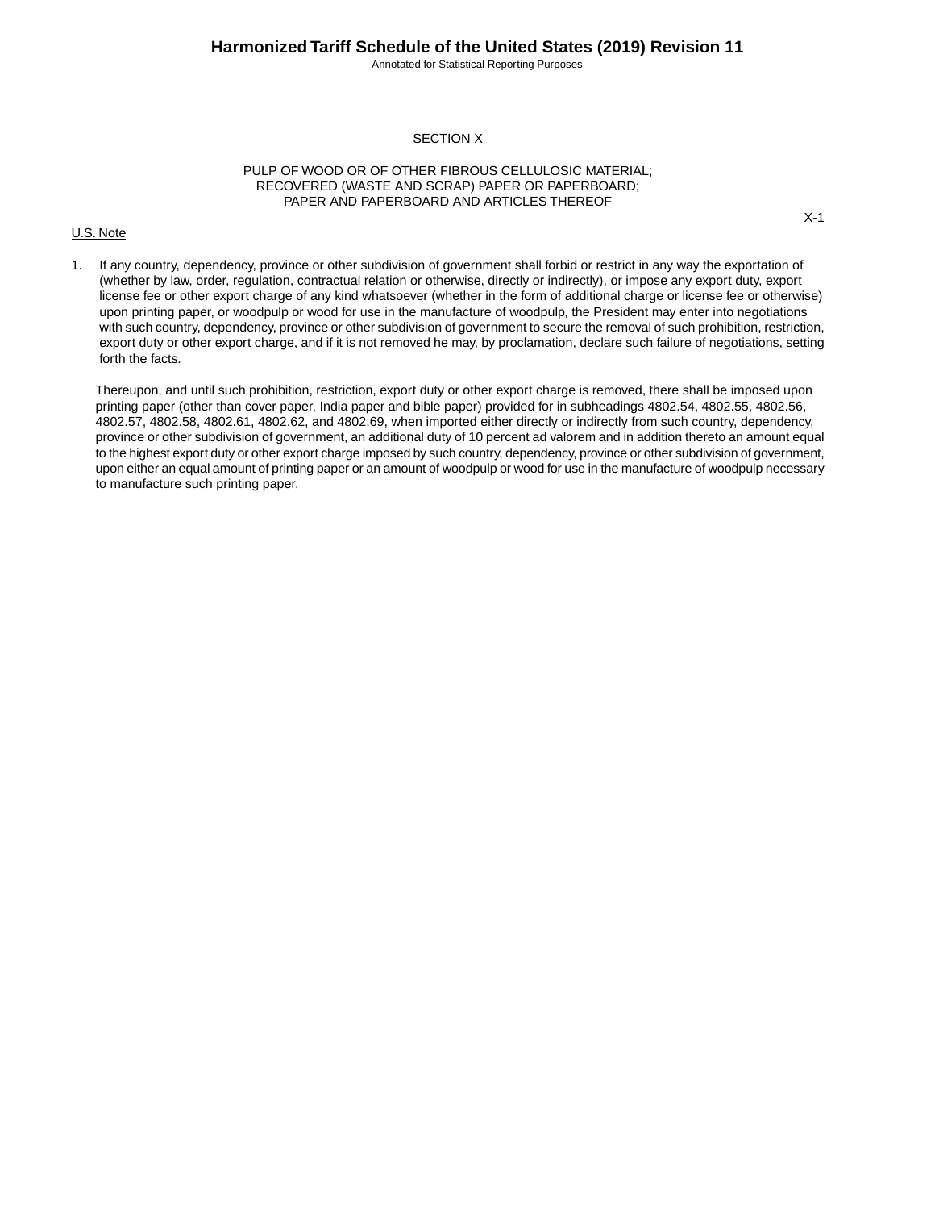# SECTION X

## PULP OF WOOD OR OF OTHER FIBROUS CELLULOSIC MATERIAL; RECOVERED (WASTE AND SCRAP) PAPER OR PAPERBOARD; PAPER AND PAPERBOARD AND ARTICLES THEREOF

U.S. Note

1. If any country, dependency, province or other subdivision of government shall forbid or restrict in any way the exportation of (whether by law, order, regulation, contractual relation or otherwise, directly or indirectly), or impose any export duty, export license fee or other export charge of any kind whatsoever (whether in the form of additional charge or license fee or otherwise) upon printing paper, or woodpulp or wood for use in the manufacture of woodpulp, the President may enter into negotiations with such country, dependency, province or other subdivision of government to secure the removal of such prohibition, restriction, export duty or other export charge, and if it is not removed he may, by proclamation, declare such failure of negotiations, setting forth the facts.

   Thereupon, and until such prohibition, restriction, export duty or other export charge is removed, there shall be imposed upon printing paper (other than cover paper, India paper and bible paper) provided for in subheadings 4802.54, 4802.55, 4802.56, 4802.57, 4802.58, 4802.61, 4802.62, and 4802.69, when imported either directly or indirectly from such country, dependency, province or other subdivision of government, an additional duty of 10 percent ad valorem and in addition thereto an amount equal to the highest export duty or other export charge imposed by such country, dependency, province or other subdivision of government, upon either an equal amount of printing paper or an amount of woodpulp or wood for use in the manufacture of woodpulp necessary to manufacture such printing paper.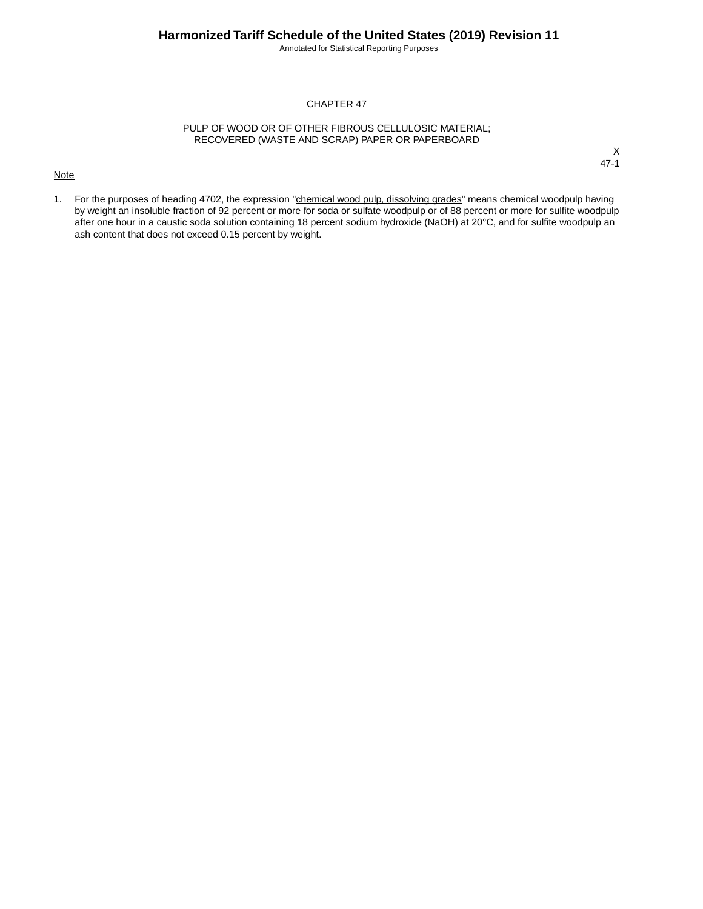# CHAPTER 47

## PULP OF WOOD OR OF OTHER FIBROUS CELLULOSIC MATERIAL; RECOVERED (WASTE AND SCRAP) PAPER OR PAPERBOARD

X
47-1

Note

1. For the purposes of heading 4702, the expression "chemical wood pulp, dissolving grades" means chemical woodpulp having by weight an insoluble fraction of 92 percent or more for soda or sulfate woodpulp or of 88 percent or more for sulfite woodpulp after one hour in a caustic soda solution containing 18 percent sodium hydroxide ($NaOH$) at 20°C, and for sulfite woodpulp an ash content that does not exceed 0.15 percent by weight.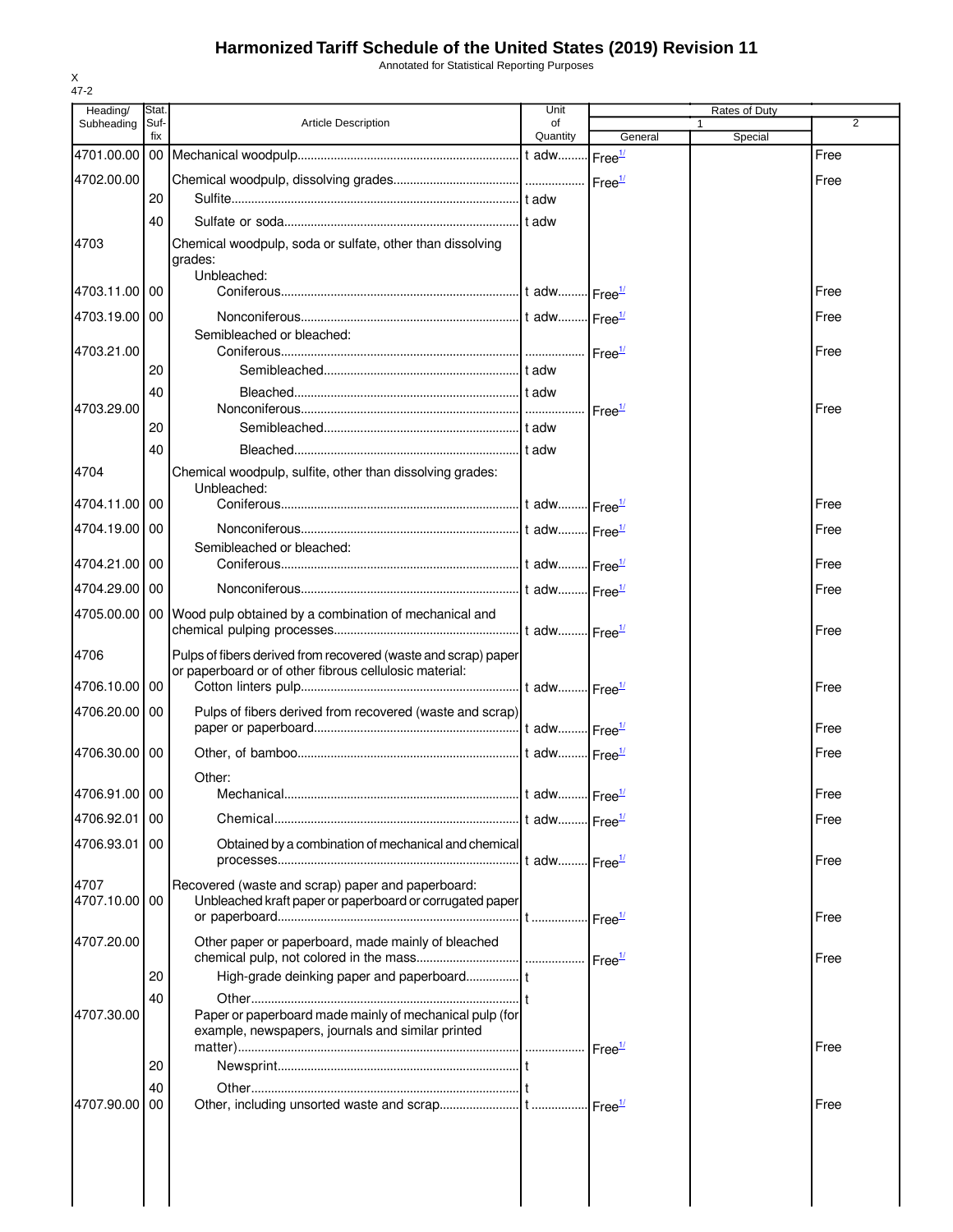# Harmonized Tariff Schedule of the United States (2019) Revision 11

Annotated for Statistical Reporting Purposes

X
47-2

| Heading/ Subheading | Stat. Suf- fix | Article Description | Unit of Quantity | Rates of Duty 1 General | Rates of Duty 1 Special | Rates of Duty 2 |
|---|---|---|---|---|---|---|
| 4701.00.00 | 00 | Mechanical woodpulp | t adw | Free[1/] | | Free |
| 4702.00.00 | | Chemical woodpulp, dissolving grades | | Free[1/] | | Free |
| | 20 | Sulfite | t adw | | | |
| | 40 | Sulfate or soda | t adw | | | |
| 4703 | | Chemical woodpulp, soda or sulfate, other than dissolving grades: | | | | |
| | | Unbleached: | | | | |
| 4703.11.00 | 00 | Coniferous | t adw | Free[1/] | | Free |
| 4703.19.00 | 00 | Nonconiferous | t adw | Free[1/] | | Free |
| | | Semibleached or bleached: | | | | |
| 4703.21.00 | | Coniferous | | Free[1/] | | Free |
| | 20 | Semibleached | t adw | | | |
| | 40 | Bleached | t adw | | | |
| 4703.29.00 | | Nonconiferous | | Free[1/] | | Free |
| | 20 | Semibleached | t adw | | | |
| | 40 | Bleached | t adw | | | |
| 4704 | | Chemical woodpulp, sulfite, other than dissolving grades: | | | | |
| | | Unbleached: | | | | |
| 4704.11.00 | 00 | Coniferous | t adw | Free[1/] | | Free |
| 4704.19.00 | 00 | Nonconiferous | t adw | Free[1/] | | Free |
| | | Semibleached or bleached: | | | | |
| 4704.21.00 | 00 | Coniferous | t adw | Free[1/] | | Free |
| 4704.29.00 | 00 | Nonconiferous | t adw | Free[1/] | | Free |
| 4705.00.00 | 00 | Wood pulp obtained by a combination of mechanical and chemical pulping processes | t adw | Free[1/] | | Free |
| 4706 | | Pulps of fibers derived from recovered (waste and scrap) paper or paperboard or of other fibrous cellulosic material: | | | | |
| 4706.10.00 | 00 | Cotton linters pulp | t adw | Free[1/] | | Free |
| 4706.20.00 | 00 | Pulps of fibers derived from recovered (waste and scrap) paper or paperboard | t adw | Free[1/] | | Free |
| 4706.30.00 | 00 | Other, of bamboo | t adw | Free[1/] | | Free |
| | | Other: | | | | |
| 4706.91.00 | 00 | Mechanical | t adw | Free[1/] | | Free |
| 4706.92.01 | 00 | Chemical | t adw | Free[1/] | | Free |
| 4706.93.01 | 00 | Obtained by a combination of mechanical and chemical processes | t adw | Free[1/] | | Free |
| 4707 | | Recovered (waste and scrap) paper and paperboard: | | | | |
| 4707.10.00 | 00 | Unbleached kraft paper or paperboard or corrugated paper or paperboard | t | Free[1/] | | Free |
| 4707.20.00 | | Other paper or paperboard, made mainly of bleached chemical pulp, not colored in the mass | | Free[1/] | | Free |
| | 20 | High-grade deinking paper and paperboard | t | | | |
| | 40 | Other | t | | | |
| 4707.30.00 | | Paper or paperboard made mainly of mechanical pulp (for example, newspapers, journals and similar printed matter) | | Free[1/] | | Free |
| | 20 | Newsprint | t | | | |
| | 40 | Other | t | | | |
| 4707.90.00 | 00 | Other, including unsorted waste and scrap | t | Free[1/] | | Free |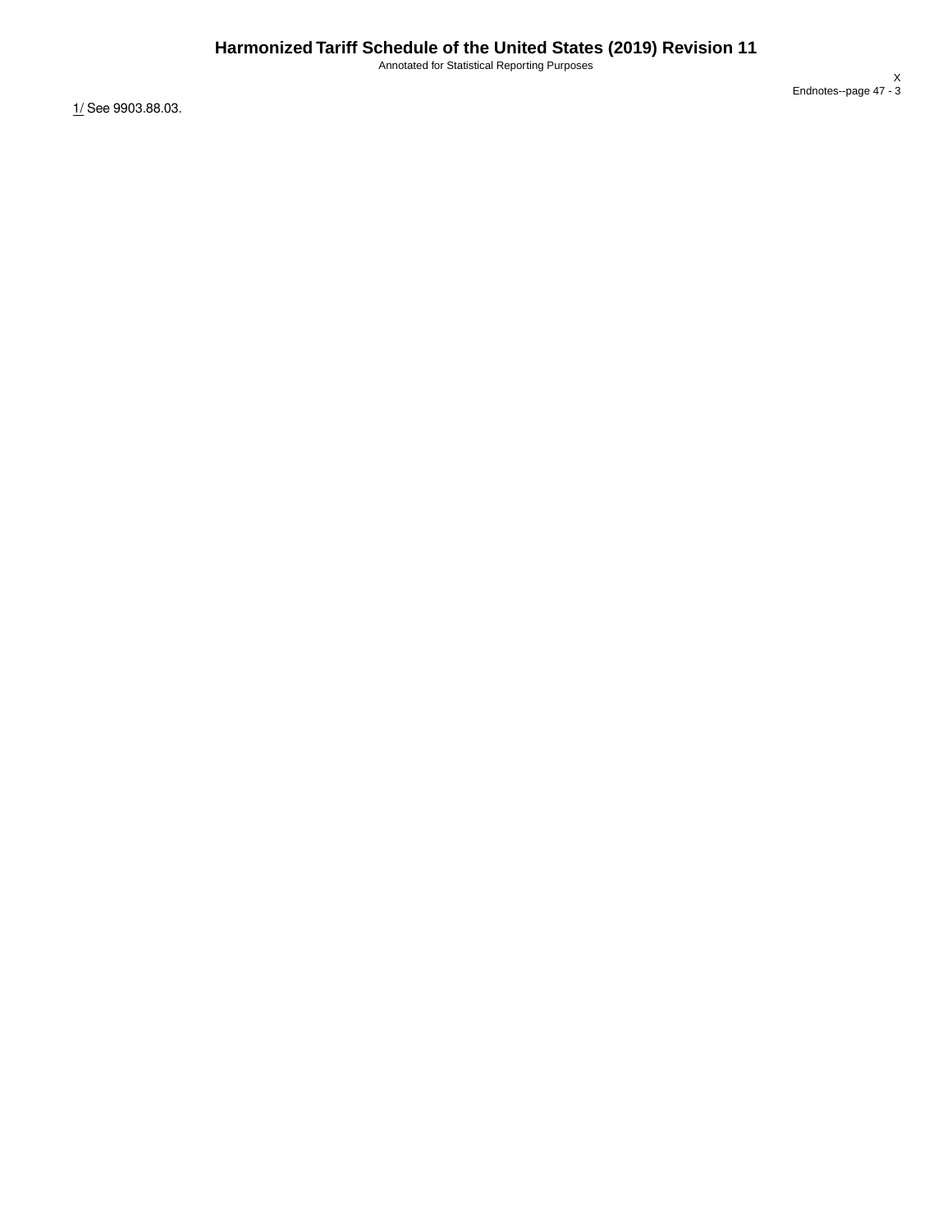1/ See 9903.88.03.